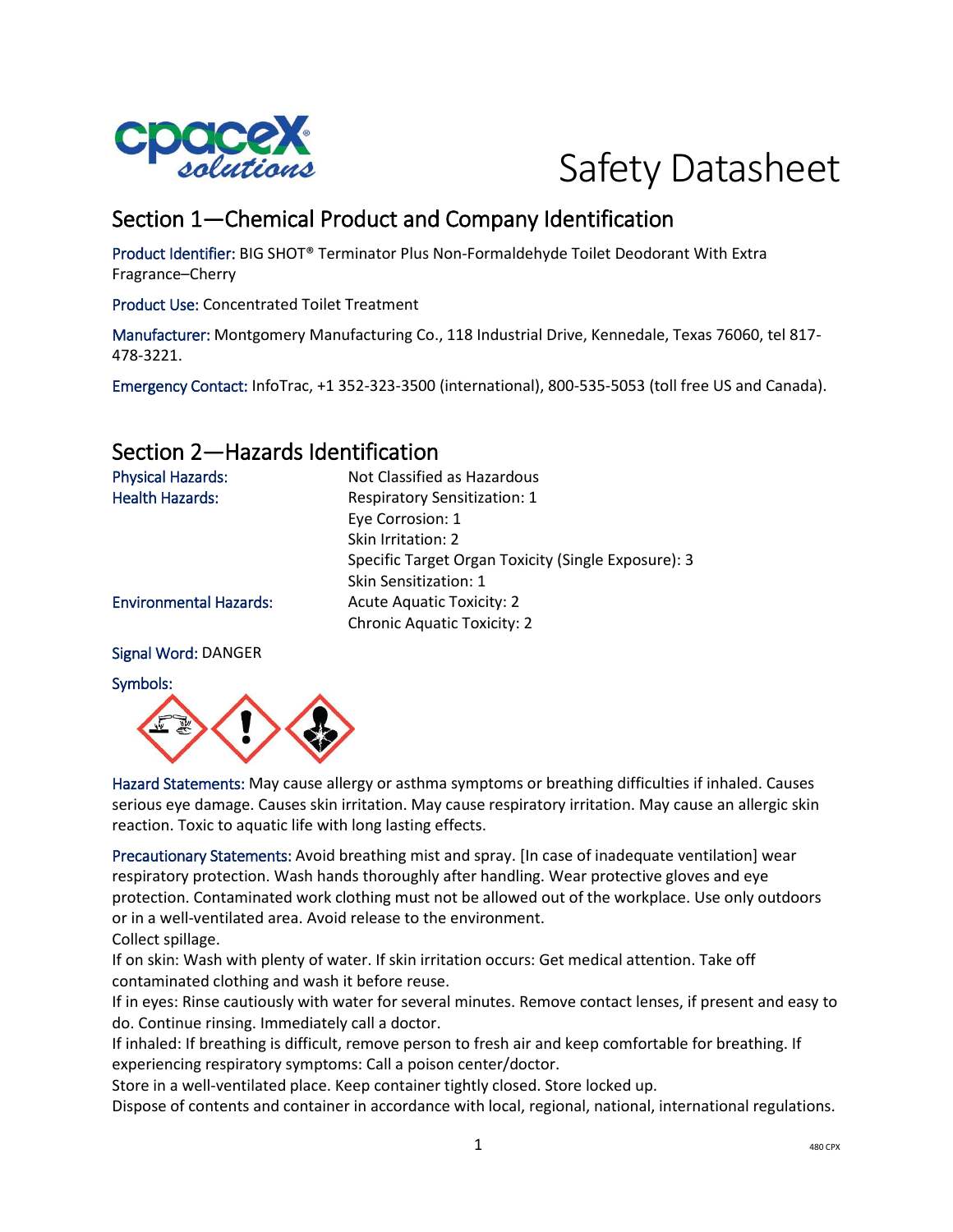# Safety Datasheet

## Section 1—Chemical Product and Company Identification

Product Identifier: BIG SHOT® Terminator Plus Non-Formaldehyde Toilet Deodorant With Extra Fragrance–Cherry

Product Use: Concentrated Toilet Treatment

Manufacturer: Montgomery Manufacturing Co., 118 Industrial Drive, Kennedale, Texas 76060, tel 817-478-3221.

Emergency Contact: InfoTrac, +1 352-323-3500 (international), 800-535-5053 (toll free US and Canada).

## Section 2—Hazards Identification

| | |
|---|---|
| Physical Hazards: | Not Classified as Hazardous |
| Health Hazards: | Respiratory Sensitization: 1 |
| | Eye Corrosion: 1 |
| | Skin Irritation: 2 |
| | Specific Target Organ Toxicity (Single Exposure): 3 |
| | Skin Sensitization: 1 |
| Environmental Hazards: | Acute Aquatic Toxicity: 2 |
| | Chronic Aquatic Toxicity: 2 |

Signal Word: DANGER

Symbols:

Hazard Statements: May cause allergy or asthma symptoms or breathing difficulties if inhaled. Causes serious eye damage. Causes skin irritation. May cause respiratory irritation. May cause an allergic skin reaction. Toxic to aquatic life with long lasting effects.

Precautionary Statements: Avoid breathing mist and spray. [In case of inadequate ventilation] wear respiratory protection. Wash hands thoroughly after handling. Wear protective gloves and eye protection. Contaminated work clothing must not be allowed out of the workplace. Use only outdoors or in a well-ventilated area. Avoid release to the environment.
Collect spillage.
If on skin: Wash with plenty of water. If skin irritation occurs: Get medical attention. Take off contaminated clothing and wash it before reuse.
If in eyes: Rinse cautiously with water for several minutes. Remove contact lenses, if present and easy to do. Continue rinsing. Immediately call a doctor.
If inhaled: If breathing is difficult, remove person to fresh air and keep comfortable for breathing. If experiencing respiratory symptoms: Call a poison center/doctor.
Store in a well-ventilated place. Keep container tightly closed. Store locked up.
Dispose of contents and container in accordance with local, regional, national, international regulations.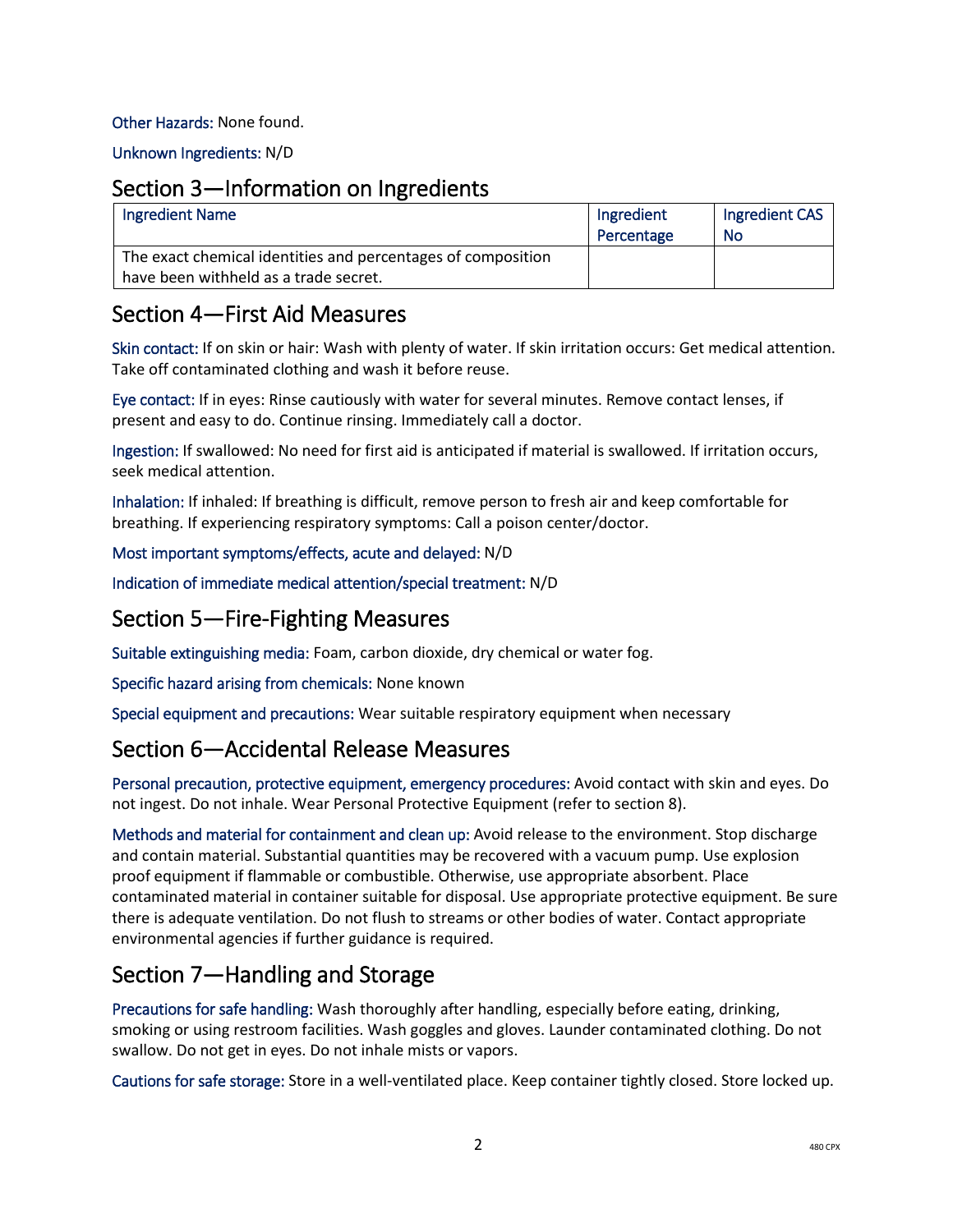**Other Hazards:** None found.

**Unknown Ingredients:** N/D

## Section 3—Information on Ingredients

| Ingredient Name | Ingredient Percentage | Ingredient CAS No |
|---|---|---|
| The exact chemical identities and percentages of composition have been withheld as a trade secret. | | |

## Section 4—First Aid Measures

**Skin contact:** If on skin or hair: Wash with plenty of water. If skin irritation occurs: Get medical attention. Take off contaminated clothing and wash it before reuse.

**Eye contact:** If in eyes: Rinse cautiously with water for several minutes. Remove contact lenses, if present and easy to do. Continue rinsing. Immediately call a doctor.

**Ingestion:** If swallowed: No need for first aid is anticipated if material is swallowed. If irritation occurs, seek medical attention.

**Inhalation:** If inhaled: If breathing is difficult, remove person to fresh air and keep comfortable for breathing. If experiencing respiratory symptoms: Call a poison center/doctor.

**Most important symptoms/effects, acute and delayed:** N/D

**Indication of immediate medical attention/special treatment:** N/D

## Section 5—Fire-Fighting Measures

**Suitable extinguishing media:** Foam, carbon dioxide, dry chemical or water fog.

**Specific hazard arising from chemicals:** None known

**Special equipment and precautions:** Wear suitable respiratory equipment when necessary

## Section 6—Accidental Release Measures

**Personal precaution, protective equipment, emergency procedures:** Avoid contact with skin and eyes. Do not ingest. Do not inhale. Wear Personal Protective Equipment (refer to section 8).

**Methods and material for containment and clean up:** Avoid release to the environment. Stop discharge and contain material. Substantial quantities may be recovered with a vacuum pump. Use explosion proof equipment if flammable or combustible. Otherwise, use appropriate absorbent. Place contaminated material in container suitable for disposal. Use appropriate protective equipment. Be sure there is adequate ventilation. Do not flush to streams or other bodies of water. Contact appropriate environmental agencies if further guidance is required.

## Section 7—Handling and Storage

**Precautions for safe handling:** Wash thoroughly after handling, especially before eating, drinking, smoking or using restroom facilities. Wash goggles and gloves. Launder contaminated clothing. Do not swallow. Do not get in eyes. Do not inhale mists or vapors.

**Cautions for safe storage:** Store in a well-ventilated place. Keep container tightly closed. Store locked up.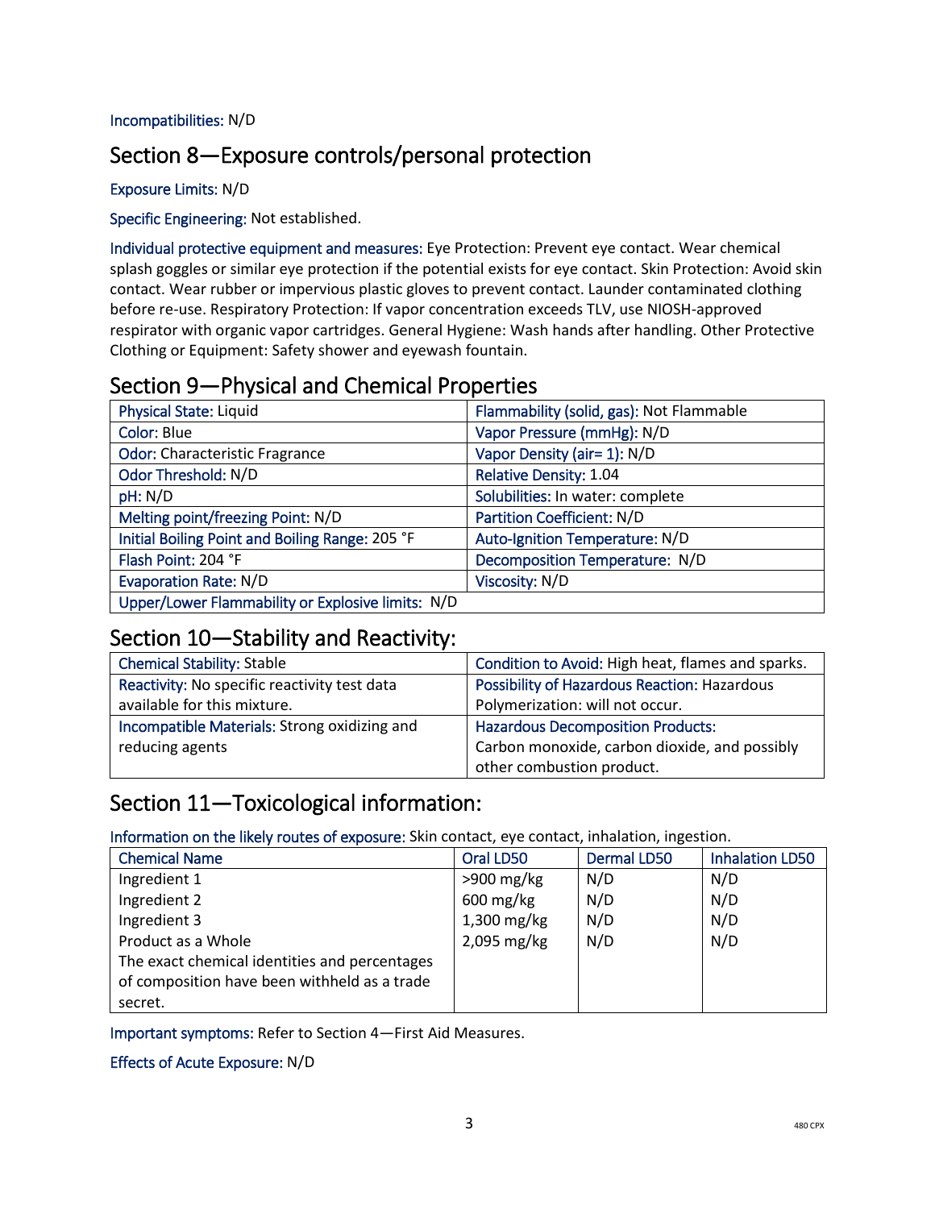Incompatibilities: N/D

## Section 8—Exposure controls/personal protection

Exposure Limits: N/D

Specific Engineering: Not established.

Individual protective equipment and measures: Eye Protection: Prevent eye contact. Wear chemical splash goggles or similar eye protection if the potential exists for eye contact. Skin Protection: Avoid skin contact. Wear rubber or impervious plastic gloves to prevent contact. Launder contaminated clothing before re-use. Respiratory Protection: If vapor concentration exceeds TLV, use NIOSH-approved respirator with organic vapor cartridges. General Hygiene: Wash hands after handling. Other Protective Clothing or Equipment: Safety shower and eyewash fountain.

## Section 9—Physical and Chemical Properties

| | |
|---|---|
| Physical State: Liquid | Flammability (solid, gas): Not Flammable |
| Color: Blue | Vapor Pressure (mmHg): N/D |
| Odor: Characteristic Fragrance | Vapor Density (air= 1): N/D |
| Odor Threshold: N/D | Relative Density: 1.04 |
| pH: N/D | Solubilities: In water: complete |
| Melting point/freezing Point: N/D | Partition Coefficient: N/D |
| Initial Boiling Point and Boiling Range: 205 °F | Auto-Ignition Temperature: N/D |
| Flash Point: 204 °F | Decomposition Temperature: N/D |
| Evaporation Rate: N/D | Viscosity: N/D |
| Upper/Lower Flammability or Explosive limits: N/D | |

## Section 10—Stability and Reactivity:

| | |
|---|---|
| Chemical Stability: Stable | Condition to Avoid: High heat, flames and sparks. |
| Reactivity: No specific reactivity test data available for this mixture. | Possibility of Hazardous Reaction: Hazardous Polymerization: will not occur. |
| Incompatible Materials: Strong oxidizing and reducing agents | Hazardous Decomposition Products: Carbon monoxide, carbon dioxide, and possibly other combustion product. |

## Section 11—Toxicological information:

Information on the likely routes of exposure: Skin contact, eye contact, inhalation, ingestion.

| Chemical Name | Oral LD50 | Dermal LD50 | Inhalation LD50 |
|---|---|---|---|
| Ingredient 1 | >900 mg/kg | N/D | N/D |
| Ingredient 2 | 600 mg/kg | N/D | N/D |
| Ingredient 3 | 1,300 mg/kg | N/D | N/D |
| Product as a Whole | 2,095 mg/kg | N/D | N/D |
| The exact chemical identities and percentages of composition have been withheld as a trade secret. | | | |

Important symptoms: Refer to Section 4—First Aid Measures.

Effects of Acute Exposure: N/D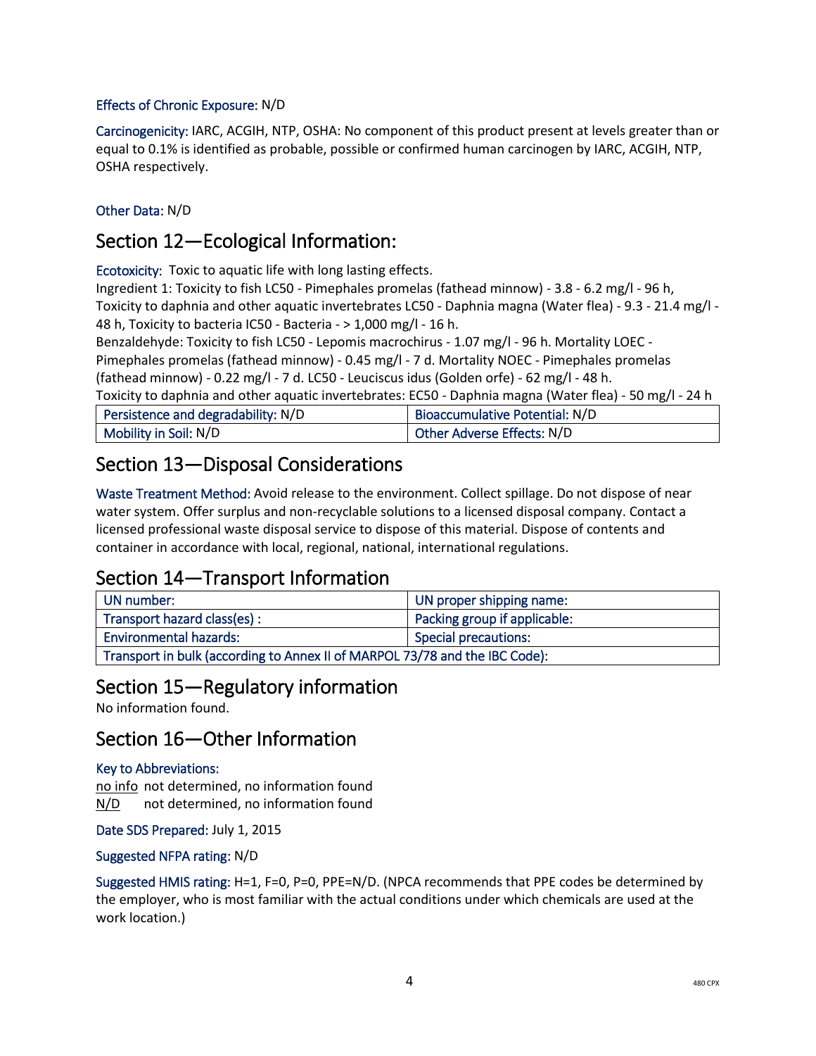Effects of Chronic Exposure: N/D

Carcinogenicity: IARC, ACGIH, NTP, OSHA: No component of this product present at levels greater than or equal to 0.1% is identified as probable, possible or confirmed human carcinogen by IARC, ACGIH, NTP, OSHA respectively.

Other Data: N/D

## Section 12—Ecological Information:

Ecotoxicity: Toxic to aquatic life with long lasting effects.
Ingredient 1: Toxicity to fish LC50 - Pimephales promelas (fathead minnow) - 3.8 - 6.2 mg/l - 96 h, Toxicity to daphnia and other aquatic invertebrates LC50 - Daphnia magna (Water flea) - 9.3 - 21.4 mg/l - 48 h, Toxicity to bacteria IC50 - Bacteria - > 1,000 mg/l - 16 h.
Benzaldehyde: Toxicity to fish LC50 - Lepomis macrochirus - 1.07 mg/l - 96 h. Mortality LOEC - Pimephales promelas (fathead minnow) - 0.45 mg/l - 7 d. Mortality NOEC - Pimephales promelas (fathead minnow) - 0.22 mg/l - 7 d. LC50 - Leuciscus idus (Golden orfe) - 62 mg/l - 48 h.
Toxicity to daphnia and other aquatic invertebrates: EC50 - Daphnia magna (Water flea) - 50 mg/l - 24 h

| Persistence and degradability: N/D | Bioaccumulative Potential: N/D |
|---|---|
| Mobility in Soil: N/D | Other Adverse Effects: N/D |

## Section 13—Disposal Considerations

Waste Treatment Method: Avoid release to the environment. Collect spillage. Do not dispose of near water system. Offer surplus and non-recyclable solutions to a licensed disposal company. Contact a licensed professional waste disposal service to dispose of this material. Dispose of contents and container in accordance with local, regional, national, international regulations.

## Section 14—Transport Information

| UN number: | UN proper shipping name: |
|---|---|
| Transport hazard class(es) : | Packing group if applicable: |
| Environmental hazards: | Special precautions: |
| Transport in bulk (according to Annex II of MARPOL 73/78 and the IBC Code): | |

## Section 15—Regulatory information

No information found.

## Section 16—Other Information

Key to Abbreviations:
no info not determined, no information found
N/D not determined, no information found

Date SDS Prepared: July 1, 2015

Suggested NFPA rating: N/D

Suggested HMIS rating: H=1, F=0, P=0, PPE=N/D. (NPCA recommends that PPE codes be determined by the employer, who is most familiar with the actual conditions under which chemicals are used at the work location.)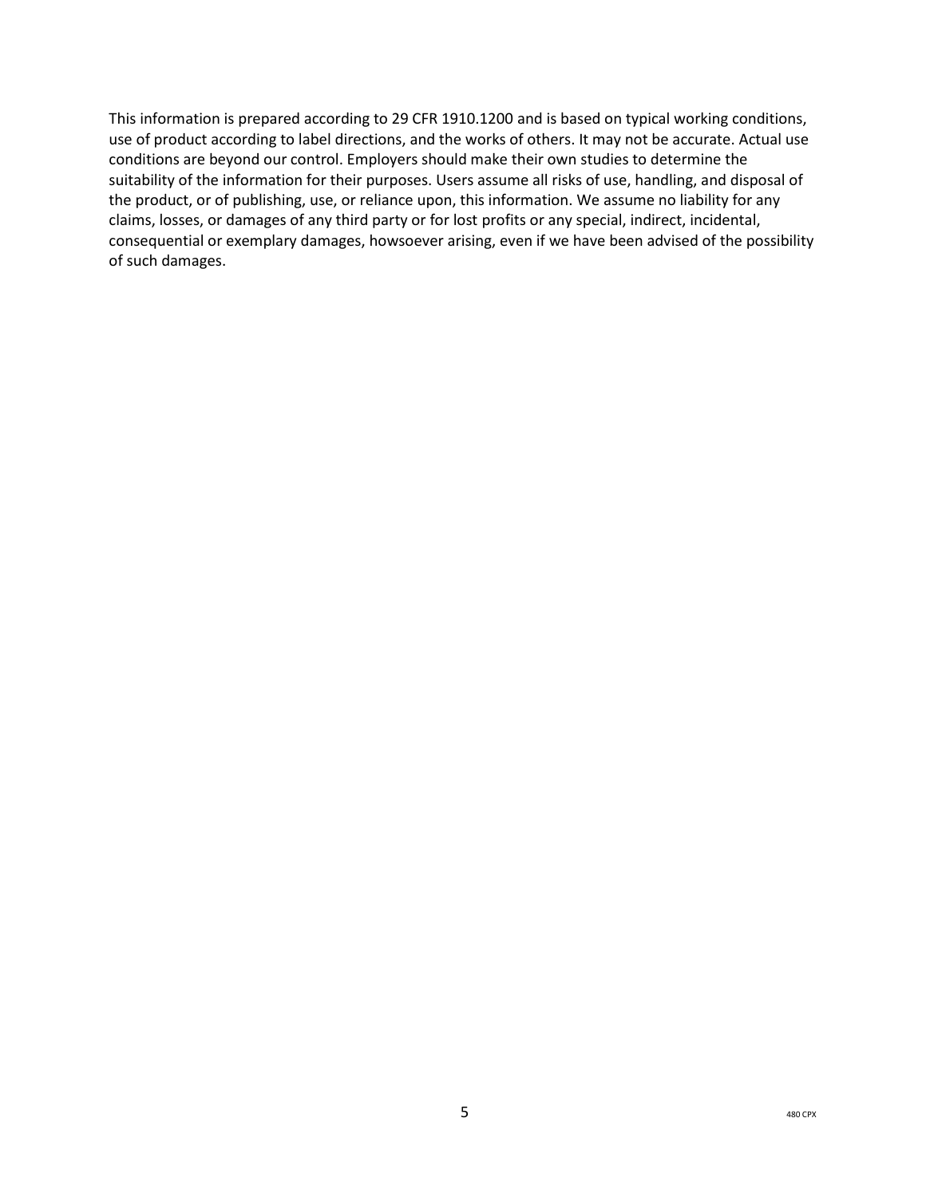This information is prepared according to 29 CFR 1910.1200 and is based on typical working conditions, use of product according to label directions, and the works of others. It may not be accurate. Actual use conditions are beyond our control. Employers should make their own studies to determine the suitability of the information for their purposes. Users assume all risks of use, handling, and disposal of the product, or of publishing, use, or reliance upon, this information. We assume no liability for any claims, losses, or damages of any third party or for lost profits or any special, indirect, incidental, consequential or exemplary damages, howsoever arising, even if we have been advised of the possibility of such damages.